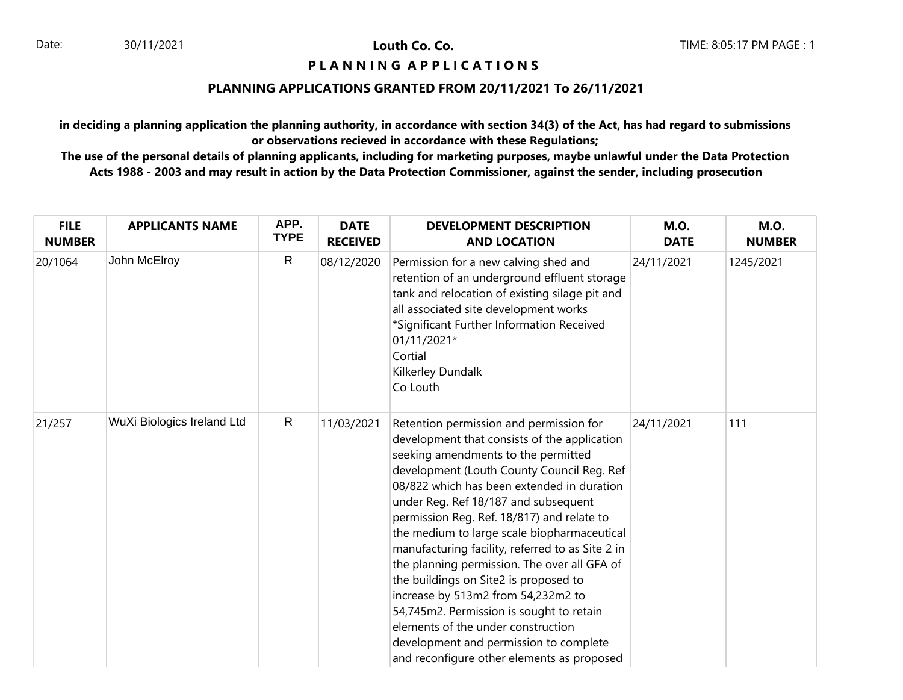Date: 30/11/2021

**Louth Co. Co.**

TIME: 8:05:17 PM

# P L A N N I N G A P P L I C A T I O N S

## PLANNING APPLICATIONS GRANTED FROM 20/11/2021 To 26/11/2021

**in deciding a planning application the planning authority, in accordance with section 34(3) of the Act, has had regard to submissions or observations recieved in accordance with these Regulations;**

**The use of the personal details of planning applicants, including for marketing purposes, maybe unlawful under the Data Protection Acts 1988 - 2003 and may result in action by the Data Protection Commissioner, against the sender, including prosecution**

| FILE NUMBER | APPLICANTS NAME | APP. TYPE | DATE RECEIVED | DEVELOPMENT DESCRIPTION AND LOCATION | M.O. DATE | M.O. NUMBER |
|---|---|---|---|---|---|---|
| 20/1064 | John McElroy | R | 08/12/2020 | Permission for a new calving shed and retention of an underground effluent storage tank and relocation of existing silage pit and all associated site development works *Significant Further Information Received 01/11/2021* Cortial Kilkerley Dundalk Co Louth | 24/11/2021 | 1245/2021 |
| 21/257 | WuXi Biologics Ireland Ltd | R | 11/03/2021 | Retention permission and permission for development that consists of the application seeking amendments to the permitted development (Louth County Council Reg. Ref 08/822 which has been extended in duration under Reg. Ref 18/187 and subsequent permission Reg. Ref. 18/817) and relate to the medium to large scale biopharmaceutical manufacturing facility, referred to as Site 2 in the planning permission. The over all GFA of the buildings on Site2 is proposed to increase by 513m2 from 54,232m2 to 54,745m2. Permission is sought to retain elements of the under construction development and permission to complete and reconfigure other elements as proposed | 24/11/2021 | 111 |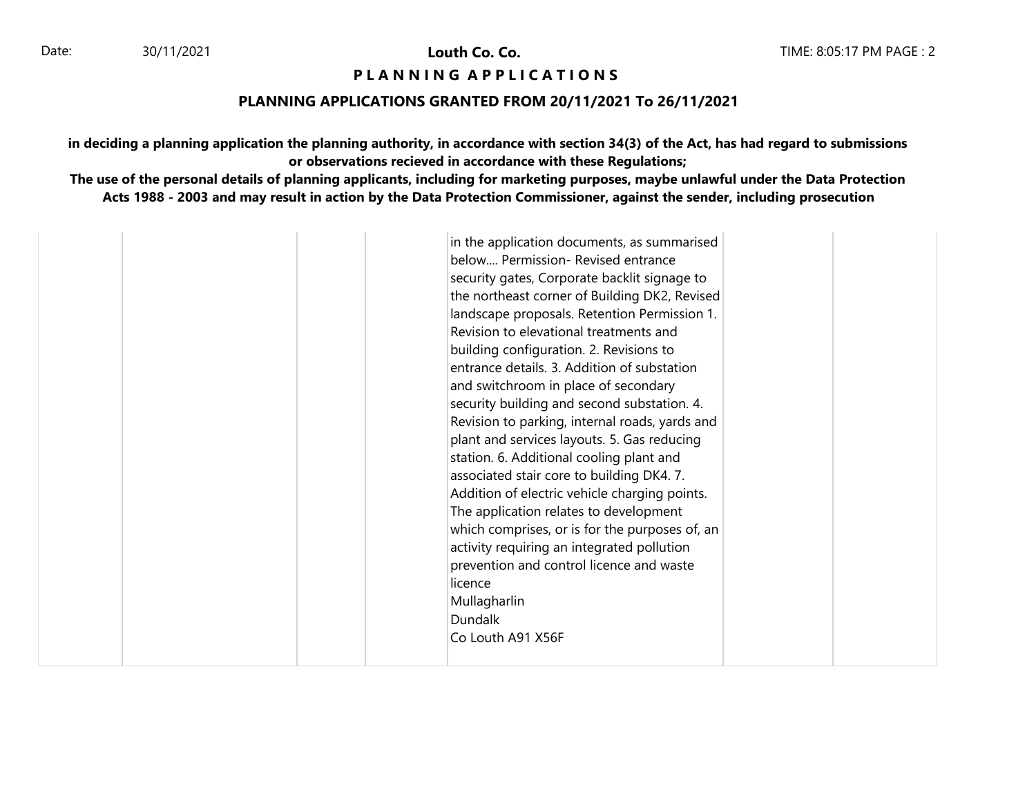**Louth Co. Co.**

**P L A N N I N G A P P L I C A T I O N S**

**PLANNING APPLICATIONS GRANTED FROM 20/11/2021 To 26/11/2021**

**in deciding a planning application the planning authority, in accordance with section 34(3) of the Act, has had regard to submissions or observations recieved in accordance with these Regulations;**

**The use of the personal details of planning applicants, including for marketing purposes, maybe unlawful under the Data Protection Acts 1988 - 2003 and may result in action by the Data Protection Commissioner, against the sender, including prosecution**

| | | | | | | |
|---|---|---|---|---|---|---|
| | | | | in the application documents, as summarised below.... Permission- Revised entrance security gates, Corporate backlit signage to the northeast corner of Building DK2, Revised landscape proposals. Retention Permission 1. Revision to elevational treatments and building configuration. 2. Revisions to entrance details. 3. Addition of substation and switchroom in place of secondary security building and second substation. 4. Revision to parking, internal roads, yards and plant and services layouts. 5. Gas reducing station. 6. Additional cooling plant and associated stair core to building DK4. 7. Addition of electric vehicle charging points. The application relates to development which comprises, or is for the purposes of, an activity requiring an integrated pollution prevention and control licence and waste licence<br>Mullagharlin<br>Dundalk<br>Co Louth A91 X56F | | |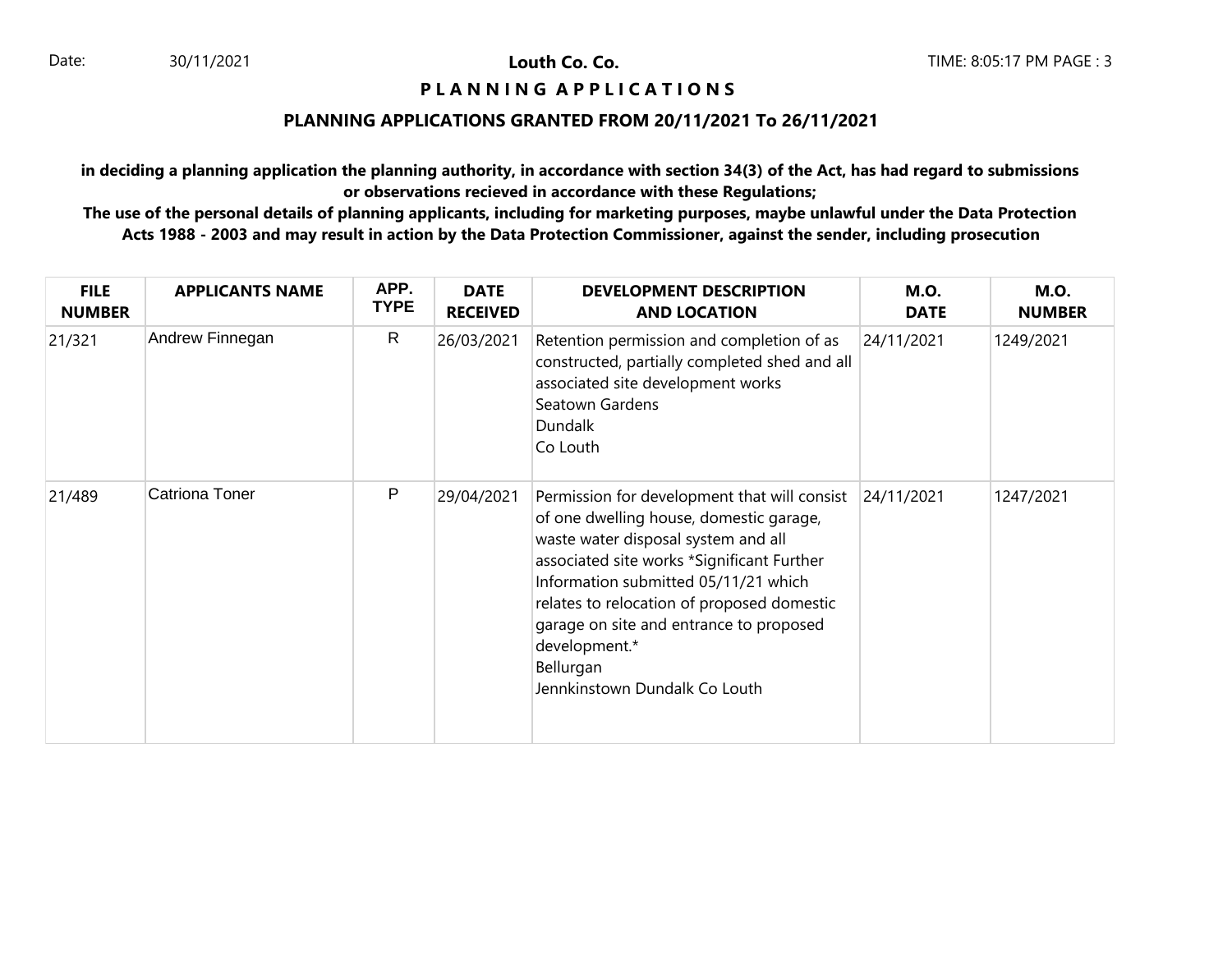**Louth Co. Co.**

# P L A N N I N G A P P L I C A T I O N S

## PLANNING APPLICATIONS GRANTED FROM 20/11/2021 To 26/11/2021

**in deciding a planning application the planning authority, in accordance with section 34(3) of the Act, has had regard to submissions or observations recieved in accordance with these Regulations;**

**The use of the personal details of planning applicants, including for marketing purposes, maybe unlawful under the Data Protection Acts 1988 - 2003 and may result in action by the Data Protection Commissioner, against the sender, including prosecution**

| FILE NUMBER | APPLICANTS NAME | APP. TYPE | DATE RECEIVED | DEVELOPMENT DESCRIPTION AND LOCATION | M.O. DATE | M.O. NUMBER |
|---|---|---|---|---|---|---|
| 21/321 | Andrew Finnegan | R | 26/03/2021 | Retention permission and completion of as constructed, partially completed shed and all associated site development works<br>Seatown Gardens<br>Dundalk<br>Co Louth | 24/11/2021 | 1249/2021 |
| 21/489 | Catriona Toner | P | 29/04/2021 | Permission for development that will consist of one dwelling house, domestic garage, waste water disposal system and all associated site works *Significant Further Information submitted 05/11/21 which relates to relocation of proposed domestic garage on site and entrance to proposed development.*<br>Bellurgan<br>Jennkinstown Dundalk Co Louth | 24/11/2021 | 1247/2021 |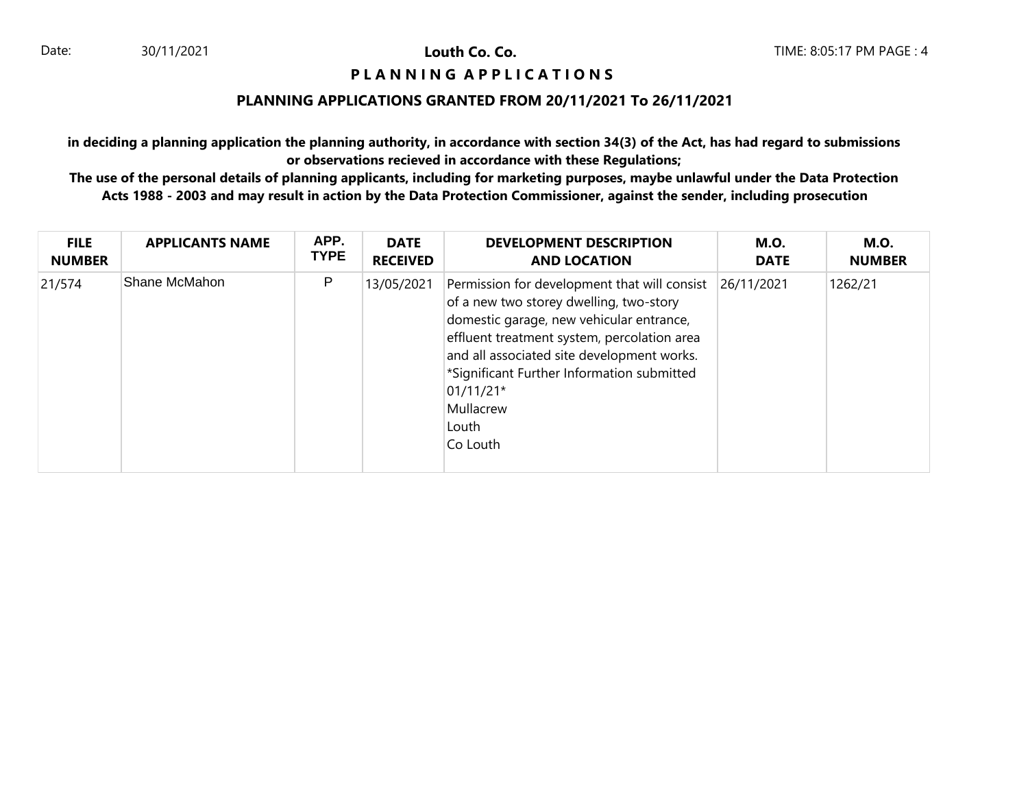**Louth Co. Co.**

**P L A N N I N G  A P P L I C A T I O N S**

**PLANNING APPLICATIONS GRANTED FROM 20/11/2021 To 26/11/2021**

**in deciding a planning application the planning authority, in accordance with section 34(3) of the Act, has had regard to submissions or observations recieved in accordance with these Regulations;**

**The use of the personal details of planning applicants, including for marketing purposes, maybe unlawful under the Data Protection Acts 1988 - 2003 and may result in action by the Data Protection Commissioner, against the sender, including prosecution**

| FILE NUMBER | APPLICANTS NAME | APP. TYPE | DATE RECEIVED | DEVELOPMENT DESCRIPTION AND LOCATION | M.O. DATE | M.O. NUMBER |
|---|---|---|---|---|---|---|
| 21/574 | Shane McMahon | P | 13/05/2021 | Permission for development that will consist of a new two storey dwelling, two-story domestic garage, new vehicular entrance, effluent treatment system, percolation area and all associated site development works. *Significant Further Information submitted 01/11/21* Mullacrew Louth Co Louth | 26/11/2021 | 1262/21 |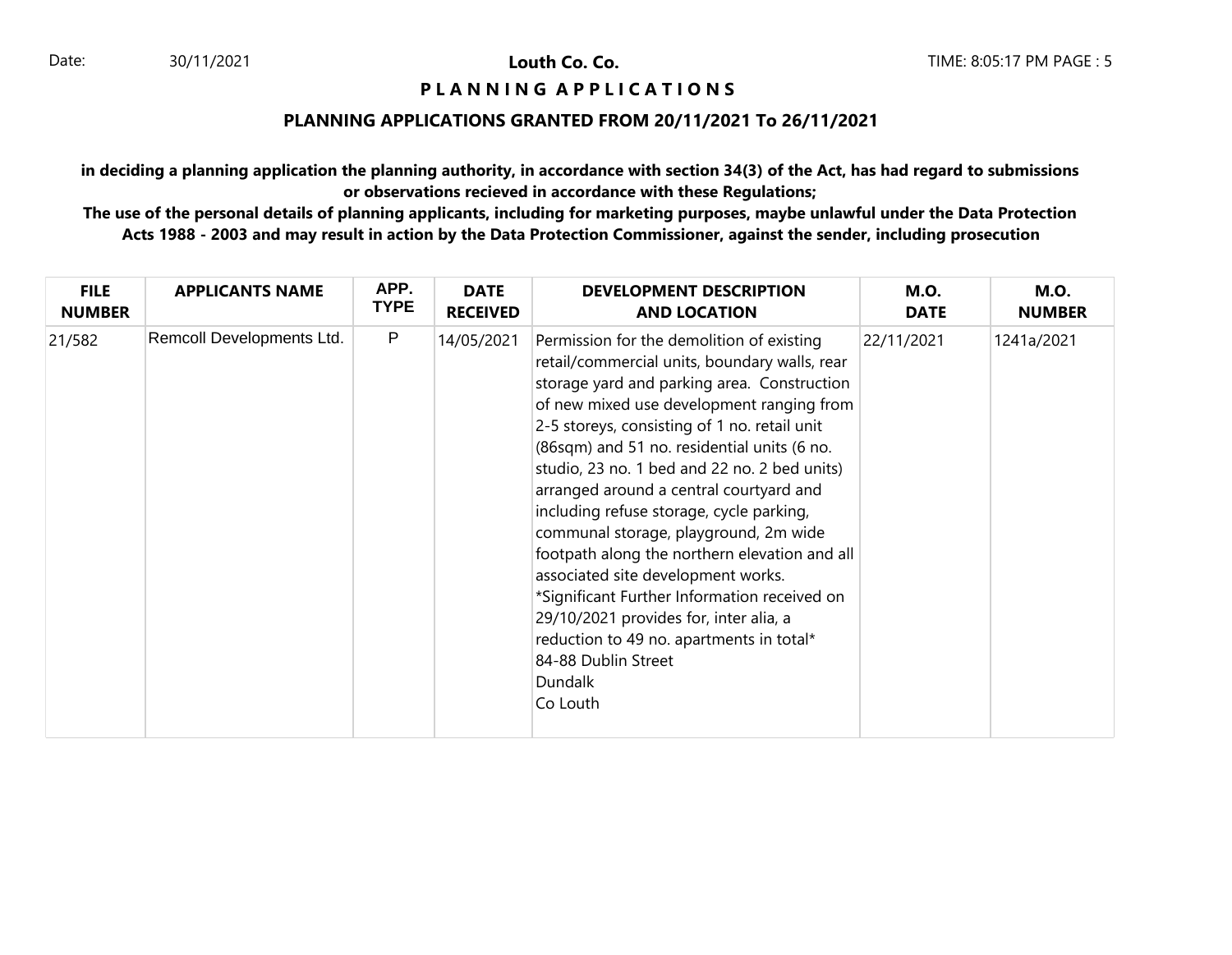Date: 30/11/2021

**Louth Co. Co.**

TIME: 8:05:17 PM PAGE : 5

# P L A N N I N G   A P P L I C A T I O N S

## PLANNING APPLICATIONS GRANTED FROM 20/11/2021 To 26/11/2021

**in deciding a planning application the planning authority, in accordance with section 34(3) of the Act, has had regard to submissions or observations recieved in accordance with these Regulations;**

**The use of the personal details of planning applicants, including for marketing purposes, maybe unlawful under the Data Protection Acts 1988 - 2003 and may result in action by the Data Protection Commissioner, against the sender, including prosecution**

| FILE NUMBER | APPLICANTS NAME | APP. TYPE | DATE RECEIVED | DEVELOPMENT DESCRIPTION AND LOCATION | M.O. DATE | M.O. NUMBER |
|---|---|---|---|---|---|---|
| 21/582 | Remcoll Developments Ltd. | P | 14/05/2021 | Permission for the demolition of existing retail/commercial units, boundary walls, rear storage yard and parking area. Construction of new mixed use development ranging from 2-5 storeys, consisting of 1 no. retail unit (86sqm) and 51 no. residential units (6 no. studio, 23 no. 1 bed and 22 no. 2 bed units) arranged around a central courtyard and including refuse storage, cycle parking, communal storage, playground, 2m wide footpath along the northern elevation and all associated site development works. *Significant Further Information received on 29/10/2021 provides for, inter alia, a reduction to 49 no. apartments in total* 84-88 Dublin Street Dundalk Co Louth | 22/11/2021 | 1241a/2021 |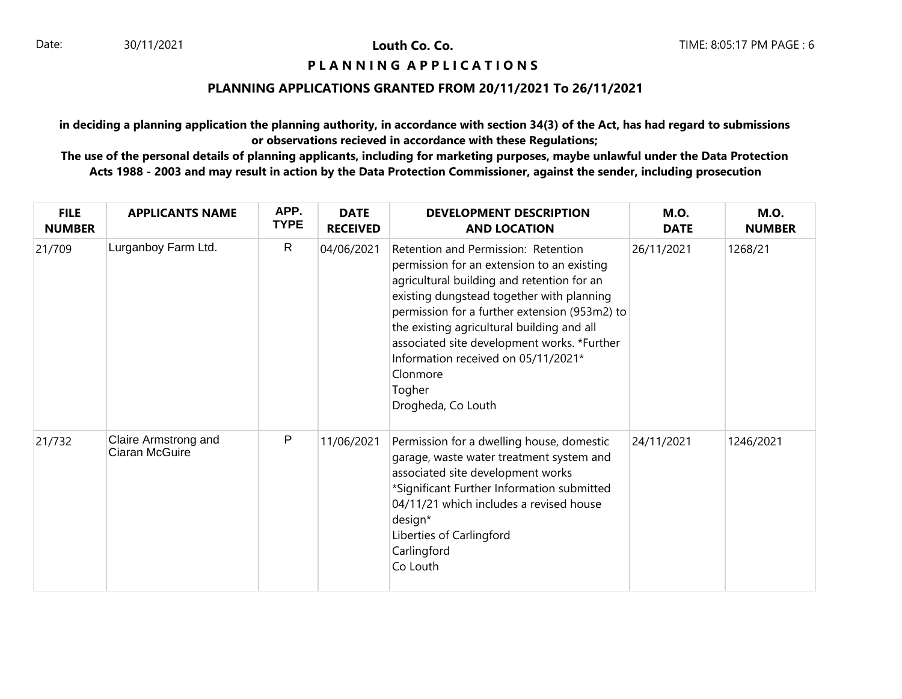# Louth Co. Co.

## P L A N N I N G A P P L I C A T I O N S

### PLANNING APPLICATIONS GRANTED FROM 20/11/2021 To 26/11/2021

**in deciding a planning application the planning authority, in accordance with section 34(3) of the Act, has had regard to submissions or observations recieved in accordance with these Regulations;**

**The use of the personal details of planning applicants, including for marketing purposes, maybe unlawful under the Data Protection Acts 1988 - 2003 and may result in action by the Data Protection Commissioner, against the sender, including prosecution**

| FILE NUMBER | APPLICANTS NAME | APP. TYPE | DATE RECEIVED | DEVELOPMENT DESCRIPTION AND LOCATION | M.O. DATE | M.O. NUMBER |
|---|---|---|---|---|---|---|
| 21/709 | Lurganboy Farm Ltd. | R | 04/06/2021 | Retention and Permission: Retention permission for an extension to an existing agricultural building and retention for an existing dungstead together with planning permission for a further extension (953m2) to the existing agricultural building and all associated site development works. *Further Information received on 05/11/2021* Clonmore Togher Drogheda, Co Louth | 26/11/2021 | 1268/21 |
| 21/732 | Claire Armstrong and Ciaran McGuire | P | 11/06/2021 | Permission for a dwelling house, domestic garage, waste water treatment system and associated site development works *Significant Further Information submitted 04/11/21 which includes a revised house design* Liberties of Carlingford Carlingford Co Louth | 24/11/2021 | 1246/2021 |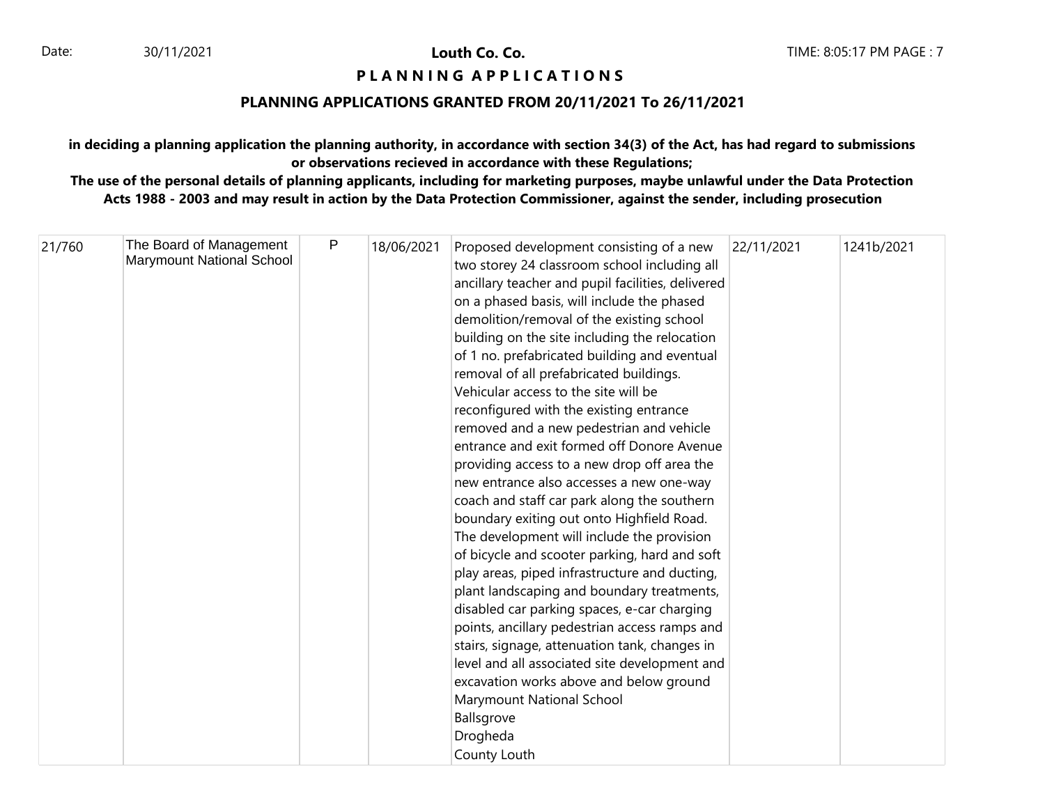**Louth Co. Co.**

**P L A N N I N G A P P L I C A T I O N S**

**PLANNING APPLICATIONS GRANTED FROM 20/11/2021 To 26/11/2021**

**in deciding a planning application the planning authority, in accordance with section 34(3) of the Act, has had regard to submissions or observations recieved in accordance with these Regulations;**

**The use of the personal details of planning applicants, including for marketing purposes, maybe unlawful under the Data Protection Acts 1988 - 2003 and may result in action by the Data Protection Commissioner, against the sender, including prosecution**

| | | | | | | |
|---|---|---|---|---|---|---|
| 21/760 | The Board of Management Marymount National School | P | 18/06/2021 | Proposed development consisting of a new two storey 24 classroom school including all ancillary teacher and pupil facilities, delivered on a phased basis, will include the phased demolition/removal of the existing school building on the site including the relocation of 1 no. prefabricated building and eventual removal of all prefabricated buildings. Vehicular access to the site will be reconfigured with the existing entrance removed and a new pedestrian and vehicle entrance and exit formed off Donore Avenue providing access to a new drop off area the new entrance also accesses a new one-way coach and staff car park along the southern boundary exiting out onto Highfield Road. The development will include the provision of bicycle and scooter parking, hard and soft play areas, piped infrastructure and ducting, plant landscaping and boundary treatments, disabled car parking spaces, e-car charging points, ancillary pedestrian access ramps and stairs, signage, attenuation tank, changes in level and all associated site development and excavation works above and below ground Marymount National School Ballsgrove Drogheda County Louth | 22/11/2021 | 1241b/2021 |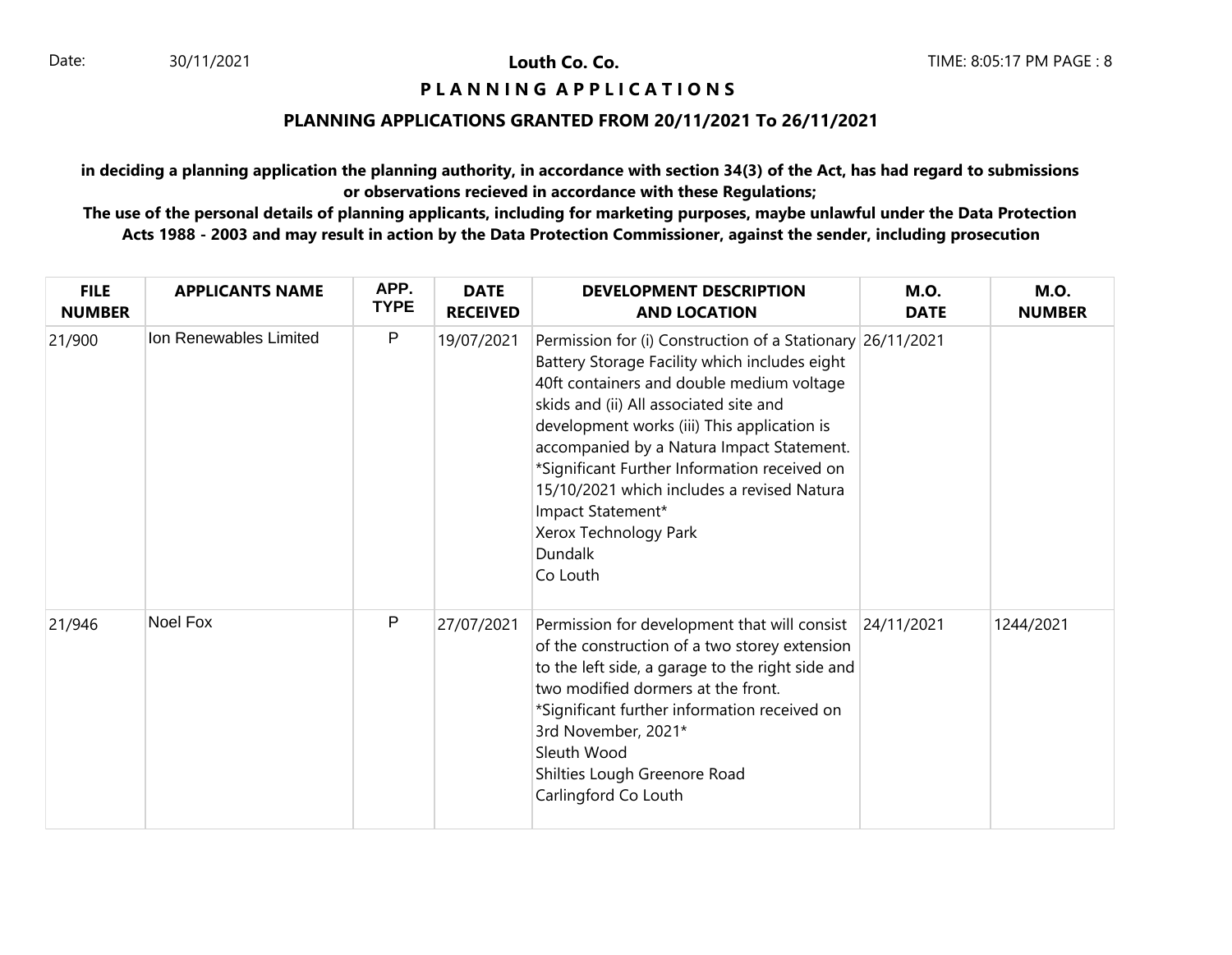**Louth Co. Co.**

**P L A N N I N G  A P P L I C A T I O N S**

## PLANNING APPLICATIONS GRANTED FROM 20/11/2021 To 26/11/2021

**in deciding a planning application the planning authority, in accordance with section 34(3) of the Act, has had regard to submissions or observations recieved in accordance with these Regulations;**

**The use of the personal details of planning applicants, including for marketing purposes, maybe unlawful under the Data Protection Acts 1988 - 2003 and may result in action by the Data Protection Commissioner, against the sender, including prosecution**

| FILE NUMBER | APPLICANTS NAME | APP. TYPE | DATE RECEIVED | DEVELOPMENT DESCRIPTION AND LOCATION | M.O. DATE | M.O. NUMBER |
|---|---|---|---|---|---|---|
| 21/900 | Ion Renewables Limited | P | 19/07/2021 | Permission for (i) Construction of a Stationary Battery Storage Facility which includes eight 40ft containers and double medium voltage skids and (ii) All associated site and development works (iii) This application is accompanied by a Natura Impact Statement. *Significant Further Information received on 15/10/2021 which includes a revised Natura Impact Statement* Xerox Technology Park Dundalk Co Louth | 26/11/2021 | |
| 21/946 | Noel Fox | P | 27/07/2021 | Permission for development that will consist of the construction of a two storey extension to the left side, a garage to the right side and two modified dormers at the front. *Significant further information received on 3rd November, 2021* Sleuth Wood Shilties Lough Greenore Road Carlingford Co Louth | 24/11/2021 | 1244/2021 |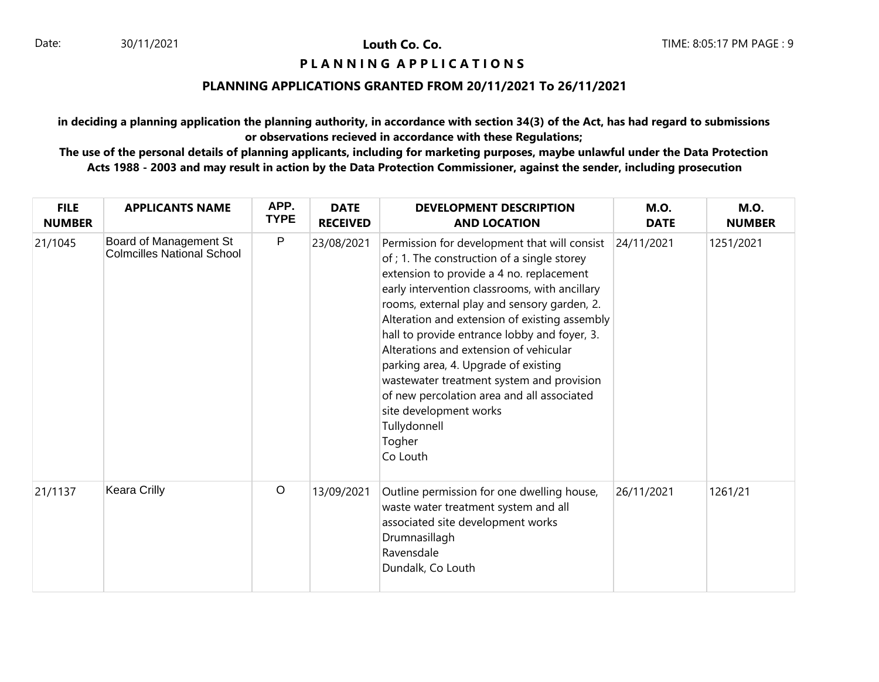**Louth Co. Co.**

**P L A N N I N G A P P L I C A T I O N S**

**PLANNING APPLICATIONS GRANTED FROM 20/11/2021 To 26/11/2021**

**in deciding a planning application the planning authority, in accordance with section 34(3) of the Act, has had regard to submissions or observations recieved in accordance with these Regulations;**

**The use of the personal details of planning applicants, including for marketing purposes, maybe unlawful under the Data Protection Acts 1988 - 2003 and may result in action by the Data Protection Commissioner, against the sender, including prosecution**

| FILE NUMBER | APPLICANTS NAME | APP. TYPE | DATE RECEIVED | DEVELOPMENT DESCRIPTION AND LOCATION | M.O. DATE | M.O. NUMBER |
|---|---|---|---|---|---|---|
| 21/1045 | Board of Management St Colmcilles National School | P | 23/08/2021 | Permission for development that will consist of ; 1. The construction of a single storey extension to provide a 4 no. replacement early intervention classrooms, with ancillary rooms, external play and sensory garden, 2. Alteration and extension of existing assembly hall to provide entrance lobby and foyer, 3. Alterations and extension of vehicular parking area, 4. Upgrade of existing wastewater treatment system and provision of new percolation area and all associated site development works<br>Tullydonnell<br>Togher<br>Co Louth | 24/11/2021 | 1251/2021 |
| 21/1137 | Keara Crilly | O | 13/09/2021 | Outline permission for one dwelling house, waste water treatment system and all associated site development works<br>Drumnasillagh<br>Ravensdale<br>Dundalk, Co Louth | 26/11/2021 | 1261/21 |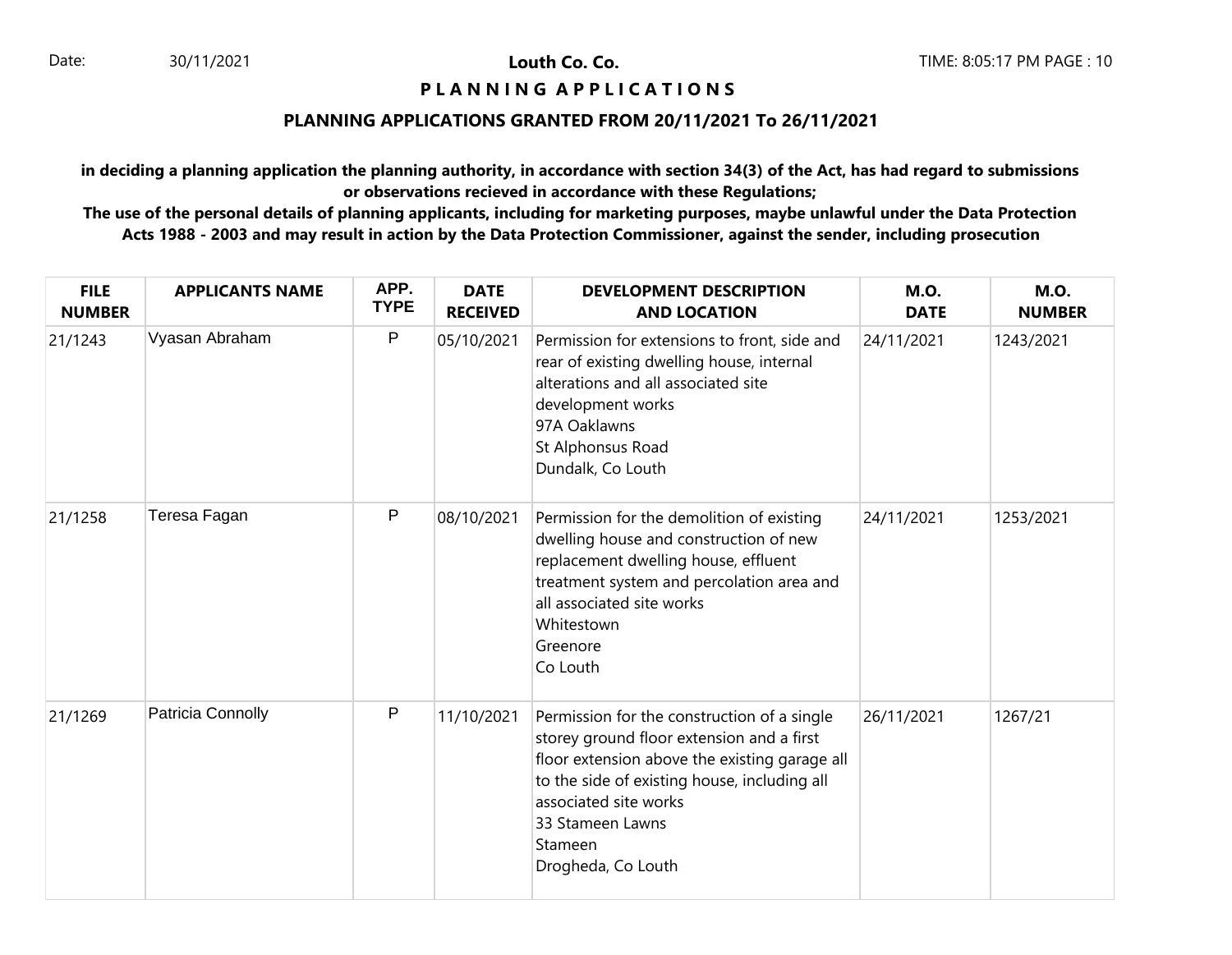**Louth Co. Co.**

**P L A N N I N G A P P L I C A T I O N S**

**PLANNING APPLICATIONS GRANTED FROM 20/11/2021 To 26/11/2021**

**in deciding a planning application the planning authority, in accordance with section 34(3) of the Act, has had regard to submissions or observations recieved in accordance with these Regulations;**

**The use of the personal details of planning applicants, including for marketing purposes, maybe unlawful under the Data Protection Acts 1988 - 2003 and may result in action by the Data Protection Commissioner, against the sender, including prosecution**

| FILE NUMBER | APPLICANTS NAME | APP. TYPE | DATE RECEIVED | DEVELOPMENT DESCRIPTION AND LOCATION | M.O. DATE | M.O. NUMBER |
|---|---|---|---|---|---|---|
| 21/1243 | Vyasan Abraham | P | 05/10/2021 | Permission for extensions to front, side and rear of existing dwelling house, internal alterations and all associated site development works 97A Oaklawns St Alphonsus Road Dundalk, Co Louth | 24/11/2021 | 1243/2021 |
| 21/1258 | Teresa Fagan | P | 08/10/2021 | Permission for the demolition of existing dwelling house and construction of new replacement dwelling house, effluent treatment system and percolation area and all associated site works Whitestown Greenore Co Louth | 24/11/2021 | 1253/2021 |
| 21/1269 | Patricia Connolly | P | 11/10/2021 | Permission for the construction of a single storey ground floor extension and a first floor extension above the existing garage all to the side of existing house, including all associated site works 33 Stameen Lawns Stameen Drogheda, Co Louth | 26/11/2021 | 1267/21 |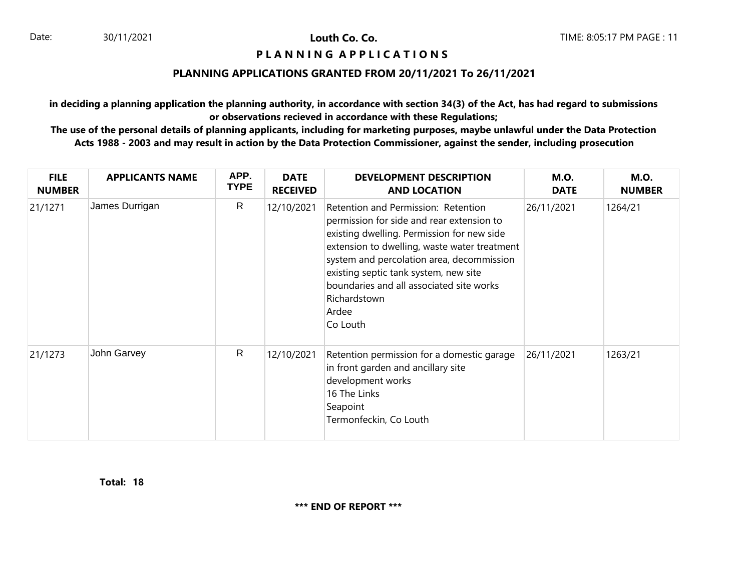**Louth Co. Co.**

**P L A N N I N G A P P L I C A T I O N S**

**PLANNING APPLICATIONS GRANTED FROM 20/11/2021 To 26/11/2021**

**in deciding a planning application the planning authority, in accordance with section 34(3) of the Act, has had regard to submissions or observations recieved in accordance with these Regulations;**

**The use of the personal details of planning applicants, including for marketing purposes, maybe unlawful under the Data Protection Acts 1988 - 2003 and may result in action by the Data Protection Commissioner, against the sender, including prosecution**

| FILE NUMBER | APPLICANTS NAME | APP. TYPE | DATE RECEIVED | DEVELOPMENT DESCRIPTION AND LOCATION | M.O. DATE | M.O. NUMBER |
|---|---|---|---|---|---|---|
| 21/1271 | James Durrigan | R | 12/10/2021 | Retention and Permission: Retention permission for side and rear extension to existing dwelling. Permission for new side extension to dwelling, waste water treatment system and percolation area, decommission existing septic tank system, new site boundaries and all associated site works Richardstown Ardee Co Louth | 26/11/2021 | 1264/21 |
| 21/1273 | John Garvey | R | 12/10/2021 | Retention permission for a domestic garage in front garden and ancillary site development works 16 The Links Seapoint Termonfeckin, Co Louth | 26/11/2021 | 1263/21 |

**Total: 18**

**\*\*\* END OF REPORT \*\*\***